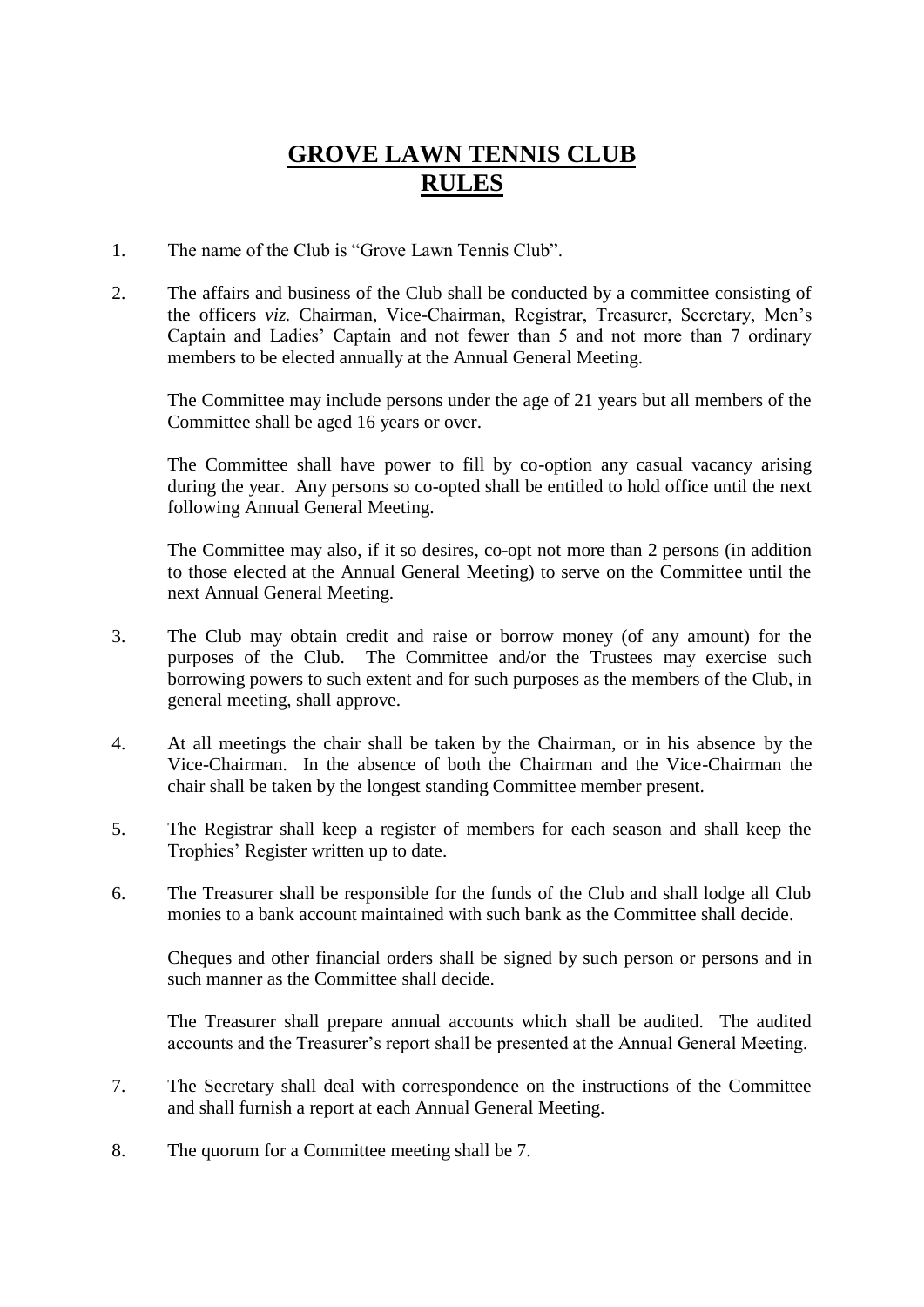# GROVE LAWN TENNIS CLUB
# RULES

1. The name of the Club is "Grove Lawn Tennis Club".

2. The affairs and business of the Club shall be conducted by a committee consisting of the officers *viz.* Chairman, Vice-Chairman, Registrar, Treasurer, Secretary, Men's Captain and Ladies' Captain and not fewer than 5 and not more than 7 ordinary members to be elected annually at the Annual General Meeting.

   The Committee may include persons under the age of 21 years but all members of the Committee shall be aged 16 years or over.

   The Committee shall have power to fill by co-option any casual vacancy arising during the year. Any persons so co-opted shall be entitled to hold office until the next following Annual General Meeting.

   The Committee may also, if it so desires, co-opt not more than 2 persons (in addition to those elected at the Annual General Meeting) to serve on the Committee until the next Annual General Meeting.

3. The Club may obtain credit and raise or borrow money (of any amount) for the purposes of the Club. The Committee and/or the Trustees may exercise such borrowing powers to such extent and for such purposes as the members of the Club, in general meeting, shall approve.

4. At all meetings the chair shall be taken by the Chairman, or in his absence by the Vice-Chairman. In the absence of both the Chairman and the Vice-Chairman the chair shall be taken by the longest standing Committee member present.

5. The Registrar shall keep a register of members for each season and shall keep the Trophies' Register written up to date.

6. The Treasurer shall be responsible for the funds of the Club and shall lodge all Club monies to a bank account maintained with such bank as the Committee shall decide.

   Cheques and other financial orders shall be signed by such person or persons and in such manner as the Committee shall decide.

   The Treasurer shall prepare annual accounts which shall be audited. The audited accounts and the Treasurer's report shall be presented at the Annual General Meeting.

7. The Secretary shall deal with correspondence on the instructions of the Committee and shall furnish a report at each Annual General Meeting.

8. The quorum for a Committee meeting shall be 7.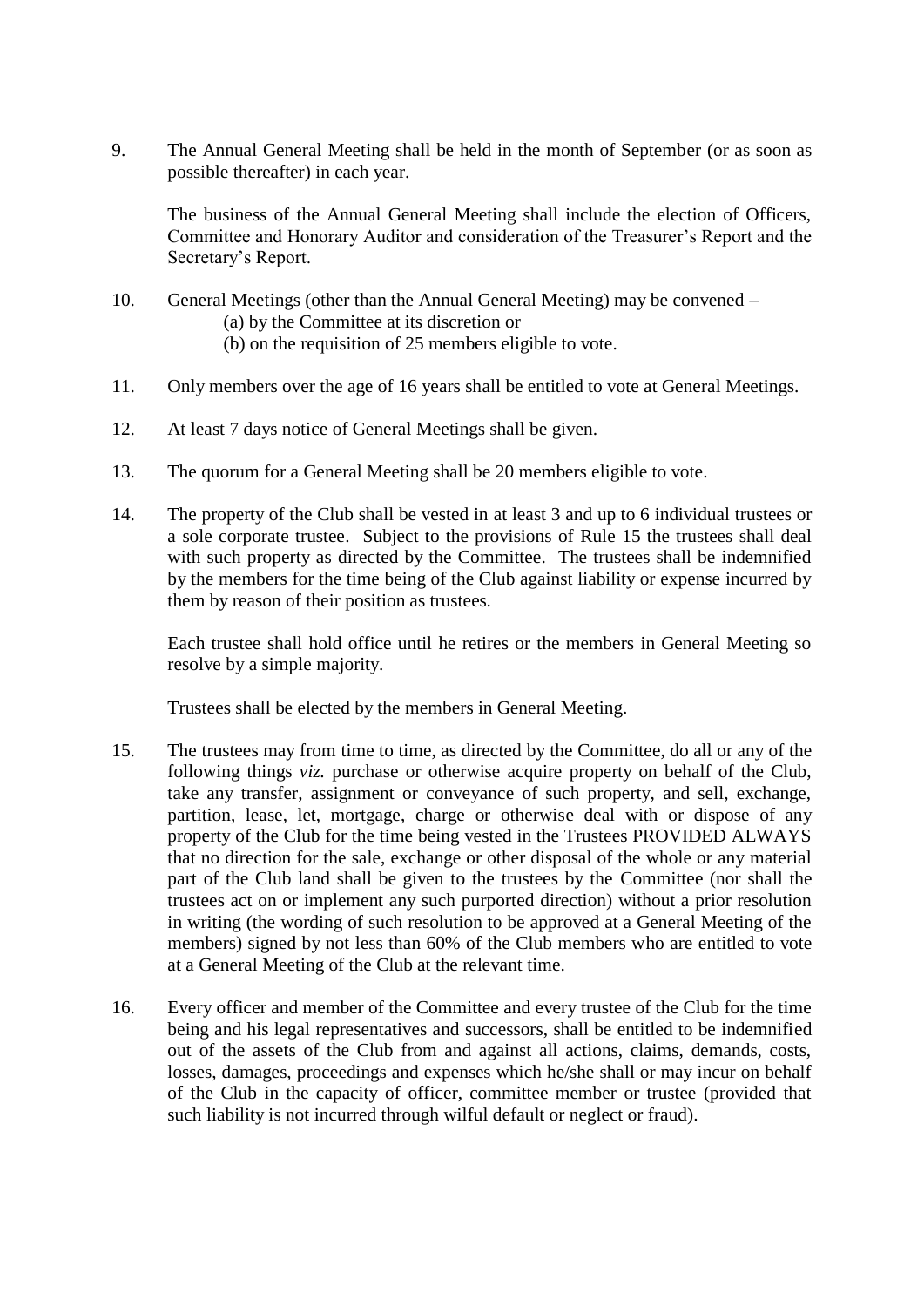9. The Annual General Meeting shall be held in the month of September (or as soon as possible thereafter) in each year.

   The business of the Annual General Meeting shall include the election of Officers, Committee and Honorary Auditor and consideration of the Treasurer's Report and the Secretary's Report.

10. General Meetings (other than the Annual General Meeting) may be convened –
    (a) by the Committee at its discretion or
    (b) on the requisition of 25 members eligible to vote.

11. Only members over the age of 16 years shall be entitled to vote at General Meetings.

12. At least 7 days notice of General Meetings shall be given.

13. The quorum for a General Meeting shall be 20 members eligible to vote.

14. The property of the Club shall be vested in at least 3 and up to 6 individual trustees or a sole corporate trustee. Subject to the provisions of Rule 15 the trustees shall deal with such property as directed by the Committee. The trustees shall be indemnified by the members for the time being of the Club against liability or expense incurred by them by reason of their position as trustees.

    Each trustee shall hold office until he retires or the members in General Meeting so resolve by a simple majority.

    Trustees shall be elected by the members in General Meeting.

15. The trustees may from time to time, as directed by the Committee, do all or any of the following things *viz.* purchase or otherwise acquire property on behalf of the Club, take any transfer, assignment or conveyance of such property, and sell, exchange, partition, lease, let, mortgage, charge or otherwise deal with or dispose of any property of the Club for the time being vested in the Trustees PROVIDED ALWAYS that no direction for the sale, exchange or other disposal of the whole or any material part of the Club land shall be given to the trustees by the Committee (nor shall the trustees act on or implement any such purported direction) without a prior resolution in writing (the wording of such resolution to be approved at a General Meeting of the members) signed by not less than 60% of the Club members who are entitled to vote at a General Meeting of the Club at the relevant time.

16. Every officer and member of the Committee and every trustee of the Club for the time being and his legal representatives and successors, shall be entitled to be indemnified out of the assets of the Club from and against all actions, claims, demands, costs, losses, damages, proceedings and expenses which he/she shall or may incur on behalf of the Club in the capacity of officer, committee member or trustee (provided that such liability is not incurred through wilful default or neglect or fraud).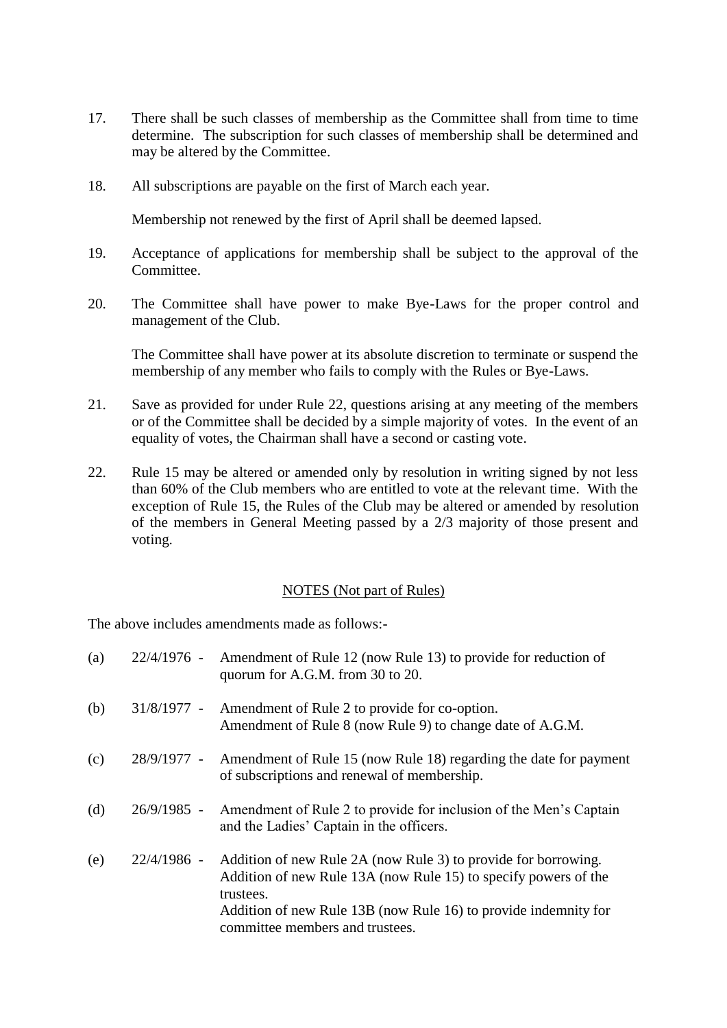17. There shall be such classes of membership as the Committee shall from time to time determine. The subscription for such classes of membership shall be determined and may be altered by the Committee.

18. All subscriptions are payable on the first of March each year.

    Membership not renewed by the first of April shall be deemed lapsed.

19. Acceptance of applications for membership shall be subject to the approval of the Committee.

20. The Committee shall have power to make Bye-Laws for the proper control and management of the Club.

    The Committee shall have power at its absolute discretion to terminate or suspend the membership of any member who fails to comply with the Rules or Bye-Laws.

21. Save as provided for under Rule 22, questions arising at any meeting of the members or of the Committee shall be decided by a simple majority of votes. In the event of an equality of votes, the Chairman shall have a second or casting vote.

22. Rule 15 may be altered or amended only by resolution in writing signed by not less than 60% of the Club members who are entitled to vote at the relevant time. With the exception of Rule 15, the Rules of the Club may be altered or amended by resolution of the members in General Meeting passed by a 2/3 majority of those present and voting.

<u>NOTES (Not part of Rules)</u>

The above includes amendments made as follows:-

(a) 22/4/1976 - Amendment of Rule 12 (now Rule 13) to provide for reduction of quorum for A.G.M. from 30 to 20.

(b) 31/8/1977 - Amendment of Rule 2 to provide for co-option.
Amendment of Rule 8 (now Rule 9) to change date of A.G.M.

(c) 28/9/1977 - Amendment of Rule 15 (now Rule 18) regarding the date for payment of subscriptions and renewal of membership.

(d) 26/9/1985 - Amendment of Rule 2 to provide for inclusion of the Men's Captain and the Ladies' Captain in the officers.

(e) 22/4/1986 - Addition of new Rule 2A (now Rule 3) to provide for borrowing.
Addition of new Rule 13A (now Rule 15) to specify powers of the trustees.
Addition of new Rule 13B (now Rule 16) to provide indemnity for committee members and trustees.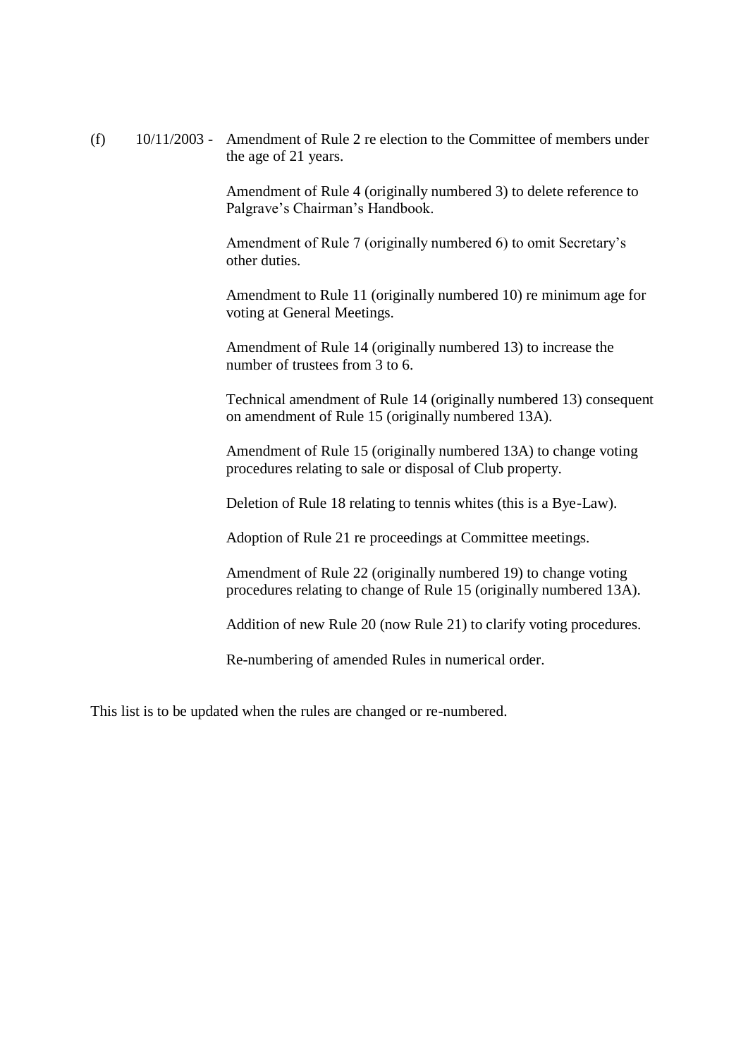(f) 10/11/2003 - Amendment of Rule 2 re election to the Committee of members under the age of 21 years.

Amendment of Rule 4 (originally numbered 3) to delete reference to Palgrave's Chairman's Handbook.

Amendment of Rule 7 (originally numbered 6) to omit Secretary's other duties.

Amendment to Rule 11 (originally numbered 10) re minimum age for voting at General Meetings.

Amendment of Rule 14 (originally numbered 13) to increase the number of trustees from 3 to 6.

Technical amendment of Rule 14 (originally numbered 13) consequent on amendment of Rule 15 (originally numbered 13A).

Amendment of Rule 15 (originally numbered 13A) to change voting procedures relating to sale or disposal of Club property.

Deletion of Rule 18 relating to tennis whites (this is a Bye-Law).

Adoption of Rule 21 re proceedings at Committee meetings.

Amendment of Rule 22 (originally numbered 19) to change voting procedures relating to change of Rule 15 (originally numbered 13A).

Addition of new Rule 20 (now Rule 21) to clarify voting procedures.

Re-numbering of amended Rules in numerical order.

This list is to be updated when the rules are changed or re-numbered.